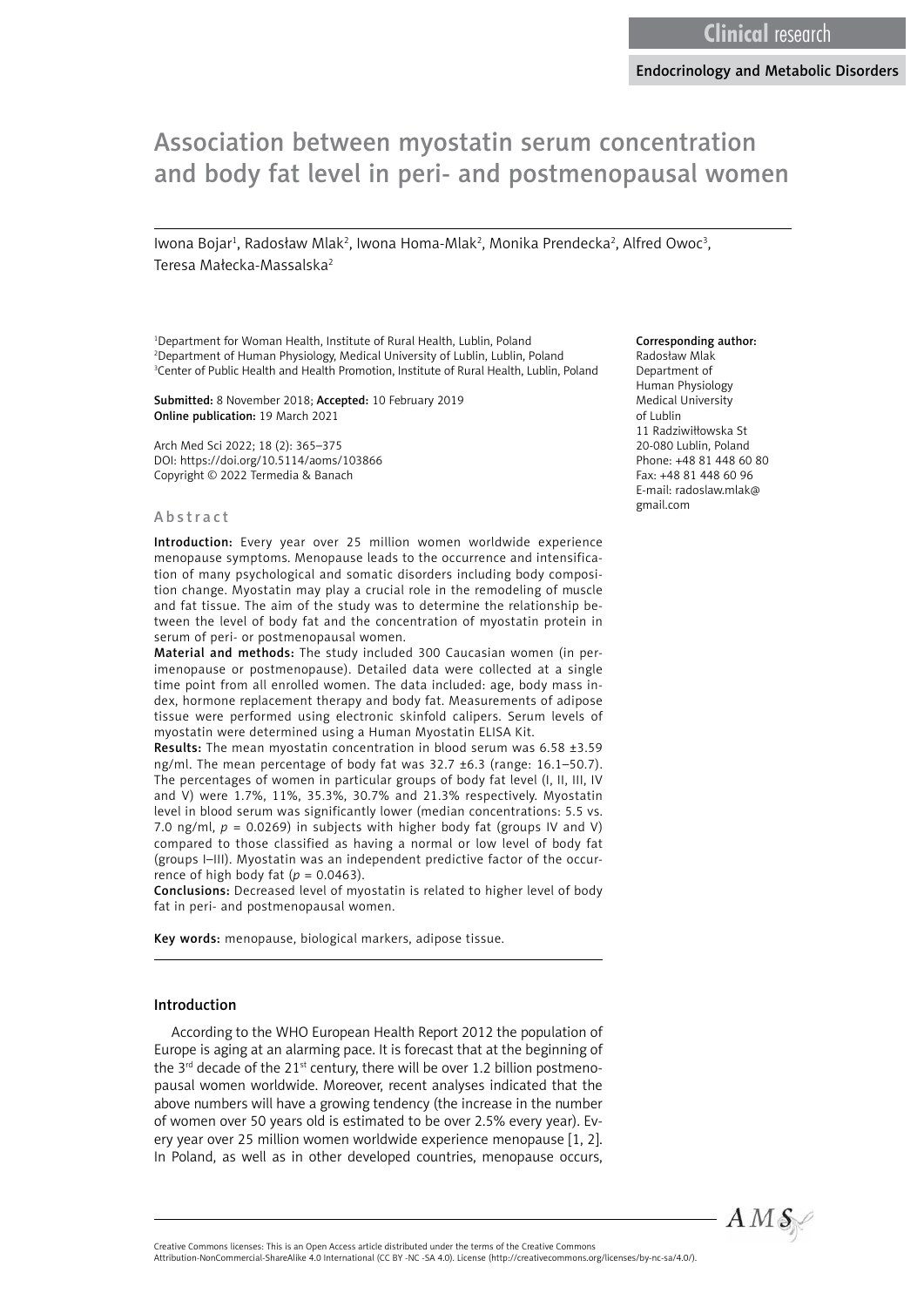Clinical research

Endocrinology and Metabolic Disorders

# Association between myostatin serum concentration and body fat level in peri- and postmenopausal women

Iwona Bojar[1], Radosław Mlak[2], Iwona Homa-Mlak[2], Monika Prendecka[2], Alfred Owoc[3], Teresa Małecka-Massalska[2]

[1]Department for Woman Health, Institute of Rural Health, Lublin, Poland
[2]Department of Human Physiology, Medical University of Lublin, Lublin, Poland
[3]Center of Public Health and Health Promotion, Institute of Rural Health, Lublin, Poland

**Submitted:** 8 November 2018; **Accepted:** 10 February 2019
**Online publication:** 19 March 2021

Arch Med Sci 2022; 18 (2): 365–375
DOI: https://doi.org/10.5114/aoms/103866
Copyright © 2022 Termedia & Banach

**Corresponding author:**
Radosław Mlak
Department of Human Physiology
Medical University of Lublin
11 Radziwiłłowska St
20-080 Lublin, Poland
Phone: +48 81 448 60 80
Fax: +48 81 448 60 96
E-mail: radoslaw.mlak@gmail.com

## Abstract

**Introduction:** Every year over 25 million women worldwide experience menopause symptoms. Menopause leads to the occurrence and intensification of many psychological and somatic disorders including body composition change. Myostatin may play a crucial role in the remodeling of muscle and fat tissue. The aim of the study was to determine the relationship between the level of body fat and the concentration of myostatin protein in serum of peri- or postmenopausal women.

**Material and methods:** The study included 300 Caucasian women (in perimenopause or postmenopause). Detailed data were collected at a single time point from all enrolled women. The data included: age, body mass index, hormone replacement therapy and body fat. Measurements of adipose tissue were performed using electronic skinfold calipers. Serum levels of myostatin were determined using a Human Myostatin ELISA Kit.

**Results:** The mean myostatin concentration in blood serum was 6.58 ±3.59 ng/ml. The mean percentage of body fat was 32.7 ±6.3 (range: 16.1–50.7). The percentages of women in particular groups of body fat level (I, II, III, IV and V) were 1.7%, 11%, 35.3%, 30.7% and 21.3% respectively. Myostatin level in blood serum was significantly lower (median concentrations: 5.5 vs. 7.0 ng/ml, $p = 0.0269$) in subjects with higher body fat (groups IV and V) compared to those classified as having a normal or low level of body fat (groups I–III). Myostatin was an independent predictive factor of the occurrence of high body fat ($p = 0.0463$).

**Conclusions:** Decreased level of myostatin is related to higher level of body fat in peri- and postmenopausal women.

**Key words:** menopause, biological markers, adipose tissue.

## Introduction

According to the WHO European Health Report 2012 the population of Europe is aging at an alarming pace. It is forecast that at the beginning of the 3rd decade of the 21st century, there will be over 1.2 billion postmenopausal women worldwide. Moreover, recent analyses indicated that the above numbers will have a growing tendency (the increase in the number of women over 50 years old is estimated to be over 2.5% every year). Every year over 25 million women worldwide experience menopause [1, 2]. In Poland, as well as in other developed countries, menopause occurs,

Creative Commons licenses: This is an Open Access article distributed under the terms of the Creative Commons Attribution-NonCommercial-ShareAlike 4.0 International (CC BY -NC -SA 4.0). License (http://creativecommons.org/licenses/by-nc-sa/4.0/).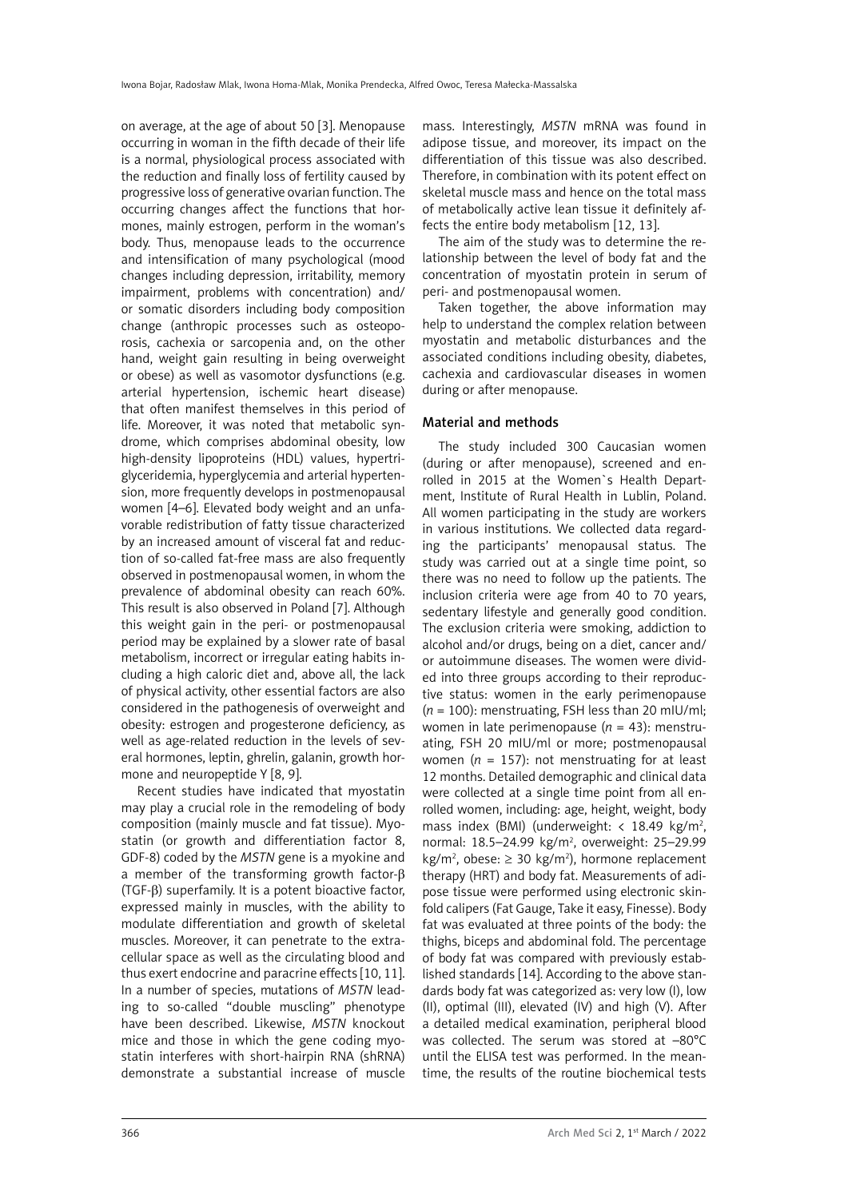on average, at the age of about 50 [3]. Menopause occurring in woman in the fifth decade of their life is a normal, physiological process associated with the reduction and finally loss of fertility caused by progressive loss of generative ovarian function. The occurring changes affect the functions that hormones, mainly estrogen, perform in the woman's body. Thus, menopause leads to the occurrence and intensification of many psychological (mood changes including depression, irritability, memory impairment, problems with concentration) and/or somatic disorders including body composition change (anthropic processes such as osteoporosis, cachexia or sarcopenia and, on the other hand, weight gain resulting in being overweight or obese) as well as vasomotor dysfunctions (e.g. arterial hypertension, ischemic heart disease) that often manifest themselves in this period of life. Moreover, it was noted that metabolic syndrome, which comprises abdominal obesity, low high-density lipoproteins (HDL) values, hypertriglyceridemia, hyperglycemia and arterial hypertension, more frequently develops in postmenopausal women [4–6]. Elevated body weight and an unfavorable redistribution of fatty tissue characterized by an increased amount of visceral fat and reduction of so-called fat-free mass are also frequently observed in postmenopausal women, in whom the prevalence of abdominal obesity can reach 60%. This result is also observed in Poland [7]. Although this weight gain in the peri- or postmenopausal period may be explained by a slower rate of basal metabolism, incorrect or irregular eating habits including a high caloric diet and, above all, the lack of physical activity, other essential factors are also considered in the pathogenesis of overweight and obesity: estrogen and progesterone deficiency, as well as age-related reduction in the levels of several hormones, leptin, ghrelin, galanin, growth hormone and neuropeptide Y [8, 9].

Recent studies have indicated that myostatin may play a crucial role in the remodeling of body composition (mainly muscle and fat tissue). Myostatin (or growth and differentiation factor 8, GDF-8) coded by the *MSTN* gene is a myokine and a member of the transforming growth factor-β (TGF-β) superfamily. It is a potent bioactive factor, expressed mainly in muscles, with the ability to modulate differentiation and growth of skeletal muscles. Moreover, it can penetrate to the extracellular space as well as the circulating blood and thus exert endocrine and paracrine effects [10, 11]. In a number of species, mutations of *MSTN* leading to so-called "double muscling" phenotype have been described. Likewise, *MSTN* knockout mice and those in which the gene coding myostatin interferes with short-hairpin RNA (shRNA) demonstrate a substantial increase of muscle mass. Interestingly, *MSTN* mRNA was found in adipose tissue, and moreover, its impact on the differentiation of this tissue was also described. Therefore, in combination with its potent effect on skeletal muscle mass and hence on the total mass of metabolically active lean tissue it definitely affects the entire body metabolism [12, 13].

The aim of the study was to determine the relationship between the level of body fat and the concentration of myostatin protein in serum of peri- and postmenopausal women.

Taken together, the above information may help to understand the complex relation between myostatin and metabolic disturbances and the associated conditions including obesity, diabetes, cachexia and cardiovascular diseases in women during or after menopause.

## Material and methods

The study included 300 Caucasian women (during or after menopause), screened and enrolled in 2015 at the Women`s Health Department, Institute of Rural Health in Lublin, Poland. All women participating in the study are workers in various institutions. We collected data regarding the participants' menopausal status. The study was carried out at a single time point, so there was no need to follow up the patients. The inclusion criteria were age from 40 to 70 years, sedentary lifestyle and generally good condition. The exclusion criteria were smoking, addiction to alcohol and/or drugs, being on a diet, cancer and/or autoimmune diseases. The women were divided into three groups according to their reproductive status: women in the early perimenopause ($n$ = 100): menstruating, FSH less than 20 mIU/ml; women in late perimenopause ($n$ = 43): menstruating, FSH 20 mIU/ml or more; postmenopausal women ($n$ = 157): not menstruating for at least 12 months. Detailed demographic and clinical data were collected at a single time point from all enrolled women, including: age, height, weight, body mass index (BMI) (underweight: < 18.49 kg/m$^2$, normal: 18.5–24.99 kg/m$^2$, overweight: 25–29.99 kg/m$^2$, obese: ≥ 30 kg/m$^2$), hormone replacement therapy (HRT) and body fat. Measurements of adipose tissue were performed using electronic skinfold calipers (Fat Gauge, Take it easy, Finesse). Body fat was evaluated at three points of the body: the thighs, biceps and abdominal fold. The percentage of body fat was compared with previously established standards [14]. According to the above standards body fat was categorized as: very low (I), low (II), optimal (III), elevated (IV) and high (V). After a detailed medical examination, peripheral blood was collected. The serum was stored at –80°C until the ELISA test was performed. In the meantime, the results of the routine biochemical tests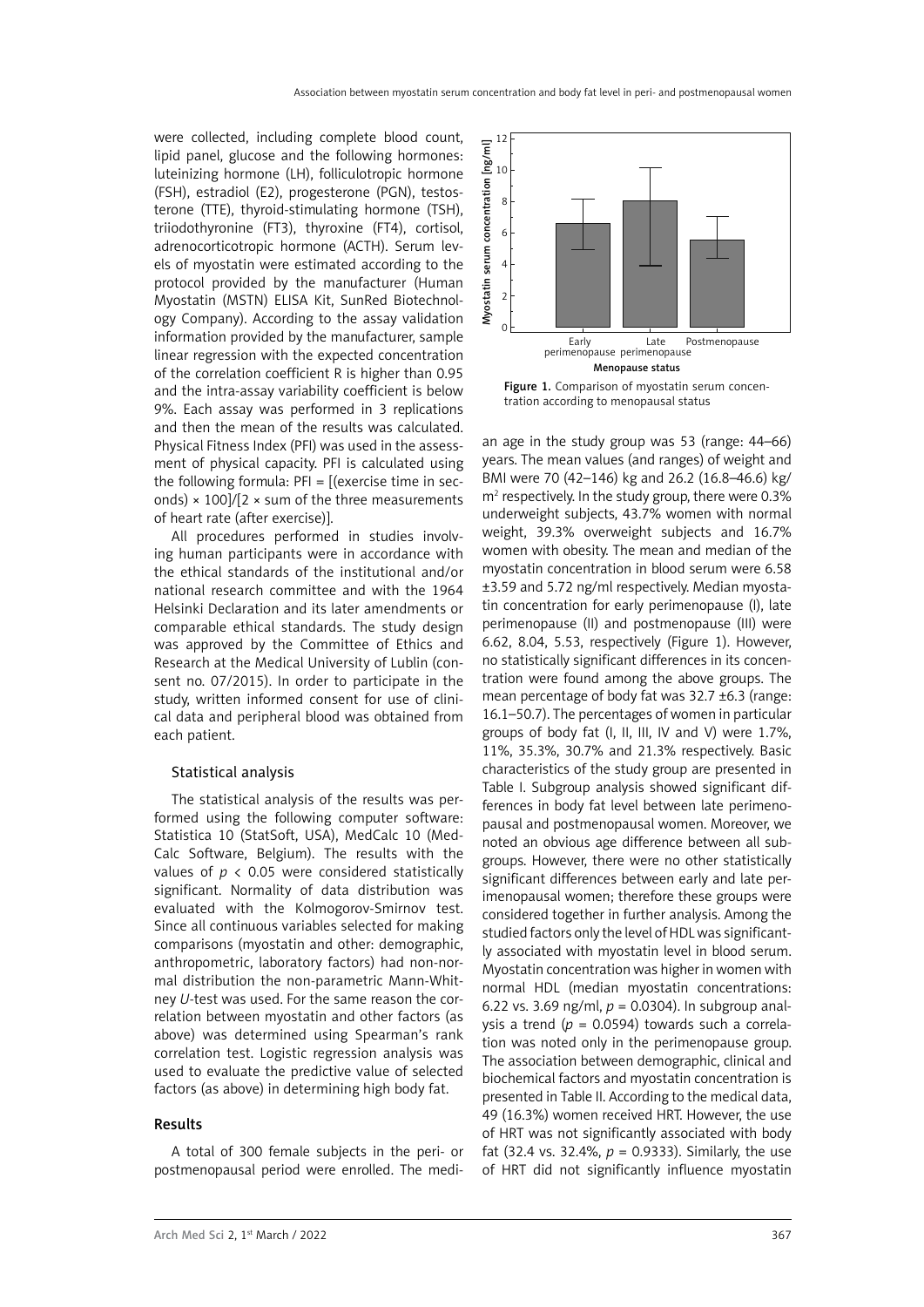were collected, including complete blood count, lipid panel, glucose and the following hormones: luteinizing hormone (LH), folliculotropic hormone (FSH), estradiol (E2), progesterone (PGN), testosterone (TTE), thyroid-stimulating hormone (TSH), triiodothyronine (FT3), thyroxine (FT4), cortisol, adrenocorticotropic hormone (ACTH). Serum levels of myostatin were estimated according to the protocol provided by the manufacturer (Human Myostatin (MSTN) ELISA Kit, SunRed Biotechnology Company). According to the assay validation information provided by the manufacturer, sample linear regression with the expected concentration of the correlation coefficient R is higher than 0.95 and the intra-assay variability coefficient is below 9%. Each assay was performed in 3 replications and then the mean of the results was calculated. Physical Fitness Index (PFI) was used in the assessment of physical capacity. PFI is calculated using the following formula: PFI = [(exercise time in seconds) × 100]/[2 × sum of the three measurements of heart rate (after exercise)].

All procedures performed in studies involving human participants were in accordance with the ethical standards of the institutional and/or national research committee and with the 1964 Helsinki Declaration and its later amendments or comparable ethical standards. The study design was approved by the Committee of Ethics and Research at the Medical University of Lublin (consent no. 07/2015). In order to participate in the study, written informed consent for use of clinical data and peripheral blood was obtained from each patient.

### Statistical analysis

The statistical analysis of the results was performed using the following computer software: Statistica 10 (StatSoft, USA), MedCalc 10 (MedCalc Software, Belgium). The results with the values of $p < 0.05$ were considered statistically significant. Normality of data distribution was evaluated with the Kolmogorov-Smirnov test. Since all continuous variables selected for making comparisons (myostatin and other: demographic, anthropometric, laboratory factors) had non-normal distribution the non-parametric Mann-Whitney *U*-test was used. For the same reason the correlation between myostatin and other factors (as above) was determined using Spearman's rank correlation test. Logistic regression analysis was used to evaluate the predictive value of selected factors (as above) in determining high body fat.

## Results

A total of 300 female subjects in the peri- or postmenopausal period were enrolled. The median age in the study group was 53 (range: 44–66) years. The mean values (and ranges) of weight and BMI were 70 (42–146) kg and 26.2 (16.8–46.6) kg/m$^2$ respectively. In the study group, there were 0.3% underweight subjects, 43.7% women with normal weight, 39.3% overweight subjects and 16.7% women with obesity. The mean and median of the myostatin concentration in blood serum were 6.58 ±3.59 and 5.72 ng/ml respectively. Median myostatin concentration for early perimenopause (I), late perimenopause (II) and postmenopause (III) were 6.62, 8.04, 5.53, respectively (Figure 1). However, no statistically significant differences in its concentration were found among the above groups. The mean percentage of body fat was 32.7 ±6.3 (range: 16.1–50.7). The percentages of women in particular groups of body fat (I, II, III, IV and V) were 1.7%, 11%, 35.3%, 30.7% and 21.3% respectively. Basic characteristics of the study group are presented in Table I. Subgroup analysis showed significant differences in body fat level between late perimenopausal and postmenopausal women. Moreover, we noted an obvious age difference between all subgroups. However, there were no other statistically significant differences between early and late perimenopausal women; therefore these groups were considered together in further analysis. Among the studied factors only the level of HDL was significantly associated with myostatin level in blood serum. Myostatin concentration was higher in women with normal HDL (median myostatin concentrations: 6.22 vs. 3.69 ng/ml, $p = 0.0304$). In subgroup analysis a trend ($p = 0.0594$) towards such a correlation was noted only in the perimenopause group. The association between demographic, clinical and biochemical factors and myostatin concentration is presented in Table II. According to the medical data, 49 (16.3%) women received HRT. However, the use of HRT was not significantly associated with body fat (32.4 vs. 32.4%, $p = 0.9333$). Similarly, the use of HRT did not significantly influence myostatin

Figure 1. Comparison of myostatin serum concentration according to menopausal status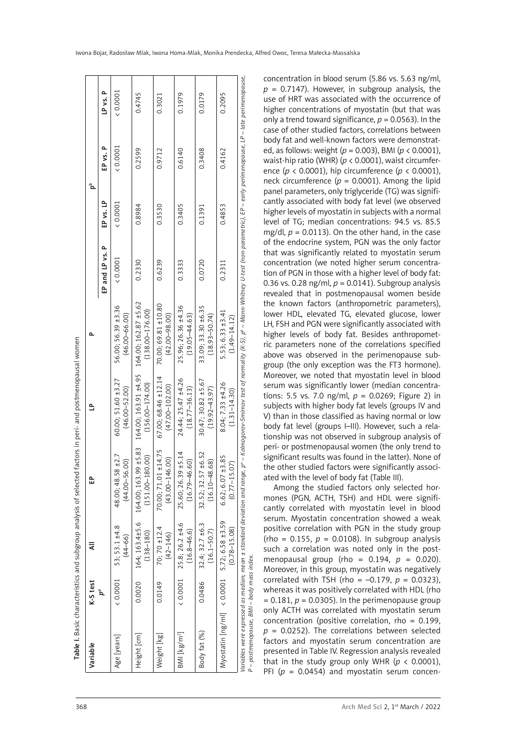**Table I.** Basic characteristics and subgroup analysis of selected factors in peri- and postmenopausal women

| Variable | K-S test $p^a$ | All | EP | LP | P | $p^b$ | | | | |
|---|---|---|---|---|---|---|---|---|---|---|
| | | | | | | EP and LP vs. P | EP vs. LP | EP vs. P | LP vs. P | |
| Age [years] | < 0.0001 | 53; 53.1 ±4.8 (44–66) | 48.00; 48.58 ±2.7 (44.00–56.00) | 60.00; 51.60 ±3.27 (46.00–52.00) | 56.00; 56.39 ±3.36 (46.00–66.00) | < 0.0001 | < 0.0001 | < 0.0001 | < 0.0001 | |
| Height [cm] | 0.0020 | 164; 163.4±5.6 (138–180) | 164.00; 163.99 ±5.83 (151.00–180.00) | 164.00; 163.91 ±4.95 (156.00–174.00) | 164.00; 162.87 ±5.62 (138.00–176.00) | 0.2330 | 0.8984 | 0.2599 | 0.4745 | |
| Weight [kg] | 0.0149 | 70; 70 ±12.4 (42–146) | 70.00; 71.01 ±14.75 (43.00–146.00) | 67.00; 68.46 ±12.14 (47.00–102.00) | 70.00; 69.81 ±10.80 (42.00–98.00) | 0.6239 | 0.3530 | 0.9712 | 0.3021 | |
| BMI [kg/m²] | < 0.0001 | 25.8; 26.2 ±4.6 (16.8–46.6) | 25.60; 26.39 ±5.14 (16.79–46.60) | 24.44; 25.47 ±4.26 (18.77–36.13) | 25.96; 26.36 ±4.36 (19.05–44.63) | 0.3333 | 0.3405 | 0.6140 | 0.1979 | |
| Body fat (%) | 0.0486 | 32.4; 32.7 ±6.3 (16.1–50.7) | 32.52; 32.57 ±6.52 (16.10–48.68) | 30.47; 30.82 ±5.67 (19.92–43.97) | 33.09; 33.30 ±6.35 (18.93–50.74) | 0.0720 | 0.1391 | 0.3408 | 0.0179 | |
| Myostatin [ng/ml] | < 0.0001 | 5.72; 6.58 ±3.59 (0.78–15.08) | 6.62; 6.07 ±3.85 (0.77–15.07) | 8.04; 7.33 ±4.26 (1.31–14.30) | 5.53; 6.33 ±3.41 (1.49–14.12) | 0.2311 | 0.4853 | 0.4162 | 0.2095 | |

*Variables were expressed as median; mean ± standard deviation and range, p[a] – Kolmogorov-Smirnov test of normality (K-S), p[b] – Mann-Whitney U-test (non-parametric), EP – early perimenopause, LP – late perimenopause, P – postmenopause, BMI – body mass index.*

concentration in blood serum (5.86 vs. 5.63 ng/ml, $p = 0.7147$). However, in subgroup analysis, the use of HRT was associated with the occurrence of higher concentrations of myostatin (but that was only a trend toward significance, $p = 0.0563$). In the case of other studied factors, correlations between body fat and well-known factors were demonstrated, as follows: weight ($p = 0.003$), BMI ($p < 0.0001$), waist-hip ratio (WHR) ($p < 0.0001$), waist circumference ($p < 0.0001$), hip circumference ($p < 0.0001$), neck circumference ($p = 0.0001$). Among the lipid panel parameters, only triglyceride (TG) was significantly associated with body fat level (we observed higher levels of myostatin in subjects with a normal level of TG; median concentrations: 94.5 vs. 85.5 mg/dl, $p = 0.0113$). On the other hand, in the case of the endocrine system, PGN was the only factor that was significantly related to myostatin serum concentration (we noted higher serum concentration of PGN in those with a higher level of body fat: 0.36 vs. 0.28 ng/ml, $p = 0.0141$). Subgroup analysis revealed that in postmenopausal women beside the known factors (anthropometric parameters), lower HDL, elevated TG, elevated glucose, lower LH, FSH and PGN were significantly associated with higher levels of body fat. Besides anthropometric parameters none of the correlations specified above was observed in the perimenopause subgroup (the only exception was the FT3 hormone). Moreover, we noted that myostatin level in blood serum was significantly lower (median concentrations: 5.5 vs. 7.0 ng/ml, $p = 0.0269$; Figure 2) in subjects with higher body fat levels (groups IV and V) than in those classified as having normal or low body fat level (groups I–III). However, such a relationship was not observed in subgroup analysis of peri- or postmenopausal women (the only trend to significant results was found in the latter). None of the other studied factors were significantly associated with the level of body fat (Table III).

Among the studied factors only selected hormones (PGN, ACTH, TSH) and HDL were significantly correlated with myostatin level in blood serum. Myostatin concentration showed a weak positive correlation with PGN in the study group (rho = 0.155, $p = 0.0108$). In subgroup analysis such a correlation was noted only in the postmenopausal group (rho = 0.194, $p = 0.020$). Moreover, in this group, myostatin was negatively correlated with TSH (rho = –0.179, $p = 0.0323$), whereas it was positively correlated with HDL (rho = 0.181, $p = 0.0305$). In the perimenopause group only ACTH was correlated with myostatin serum concentration (positive correlation, rho = 0.199, $p = 0.0252$). The correlations between selected factors and myostatin serum concentration are presented in Table IV. Regression analysis revealed that in the study group only WHR ($p < 0.0001$), PFI ($p = 0.0454$) and myostatin serum concen-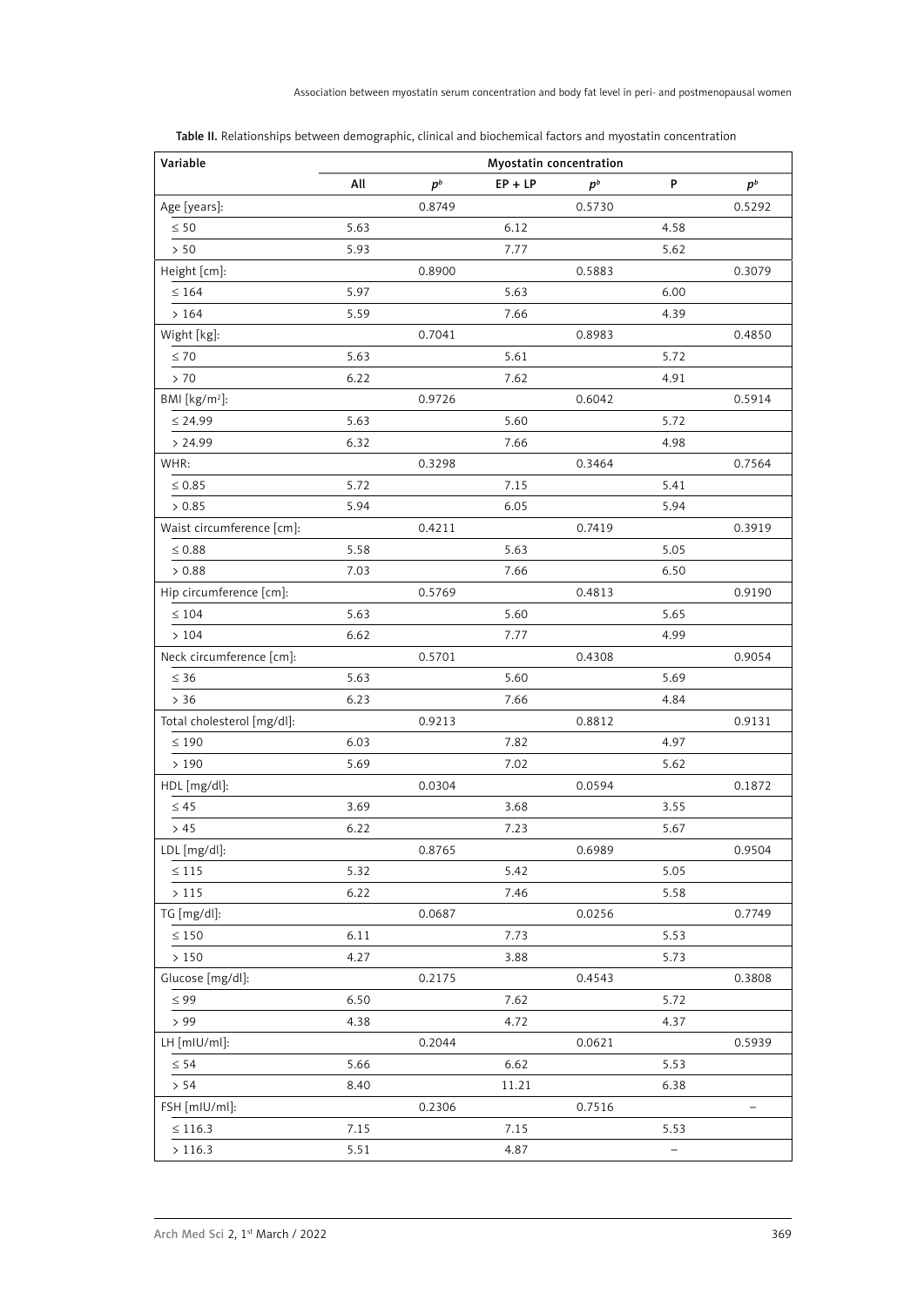**Table II.** Relationships between demographic, clinical and biochemical factors and myostatin concentration

| Variable | Myostatin concentration | | | | | |
|---|---|---|---|---|---|---|
| | All | $p^b$ | EP + LP | $p^b$ | P | $p^b$ |
| Age [years]: | | 0.8749 | | 0.5730 | | 0.5292 |
| ≤ 50 | 5.63 | | 6.12 | | 4.58 | |
| > 50 | 5.93 | | 7.77 | | 5.62 | |
| Height [cm]: | | 0.8900 | | 0.5883 | | 0.3079 |
| ≤ 164 | 5.97 | | 5.63 | | 6.00 | |
| > 164 | 5.59 | | 7.66 | | 4.39 | |
| Wight [kg]: | | 0.7041 | | 0.8983 | | 0.4850 |
| ≤ 70 | 5.63 | | 5.61 | | 5.72 | |
| > 70 | 6.22 | | 7.62 | | 4.91 | |
| BMI [kg/m$^2$]: | | 0.9726 | | 0.6042 | | 0.5914 |
| ≤ 24.99 | 5.63 | | 5.60 | | 5.72 | |
| > 24.99 | 6.32 | | 7.66 | | 4.98 | |
| WHR: | | 0.3298 | | 0.3464 | | 0.7564 |
| ≤ 0.85 | 5.72 | | 7.15 | | 5.41 | |
| > 0.85 | 5.94 | | 6.05 | | 5.94 | |
| Waist circumference [cm]: | | 0.4211 | | 0.7419 | | 0.3919 |
| ≤ 0.88 | 5.58 | | 5.63 | | 5.05 | |
| > 0.88 | 7.03 | | 7.66 | | 6.50 | |
| Hip circumference [cm]: | | 0.5769 | | 0.4813 | | 0.9190 |
| ≤ 104 | 5.63 | | 5.60 | | 5.65 | |
| > 104 | 6.62 | | 7.77 | | 4.99 | |
| Neck circumference [cm]: | | 0.5701 | | 0.4308 | | 0.9054 |
| ≤ 36 | 5.63 | | 5.60 | | 5.69 | |
| > 36 | 6.23 | | 7.66 | | 4.84 | |
| Total cholesterol [mg/dl]: | | 0.9213 | | 0.8812 | | 0.9131 |
| ≤ 190 | 6.03 | | 7.82 | | 4.97 | |
| > 190 | 5.69 | | 7.02 | | 5.62 | |
| HDL [mg/dl]: | | 0.0304 | | 0.0594 | | 0.1872 |
| ≤ 45 | 3.69 | | 3.68 | | 3.55 | |
| > 45 | 6.22 | | 7.23 | | 5.67 | |
| LDL [mg/dl]: | | 0.8765 | | 0.6989 | | 0.9504 |
| ≤ 115 | 5.32 | | 5.42 | | 5.05 | |
| > 115 | 6.22 | | 7.46 | | 5.58 | |
| TG [mg/dl]: | | 0.0687 | | 0.0256 | | 0.7749 |
| ≤ 150 | 6.11 | | 7.73 | | 5.53 | |
| > 150 | 4.27 | | 3.88 | | 5.73 | |
| Glucose [mg/dl]: | | 0.2175 | | 0.4543 | | 0.3808 |
| ≤ 99 | 6.50 | | 7.62 | | 5.72 | |
| > 99 | 4.38 | | 4.72 | | 4.37 | |
| LH [mIU/ml]: | | 0.2044 | | 0.0621 | | 0.5939 |
| ≤ 54 | 5.66 | | 6.62 | | 5.53 | |
| > 54 | 8.40 | | 11.21 | | 6.38 | |
| FSH [mIU/ml]: | | 0.2306 | | 0.7516 | | – |
| ≤ 116.3 | 7.15 | | 7.15 | | 5.53 | |
| > 116.3 | 5.51 | | 4.87 | | – | |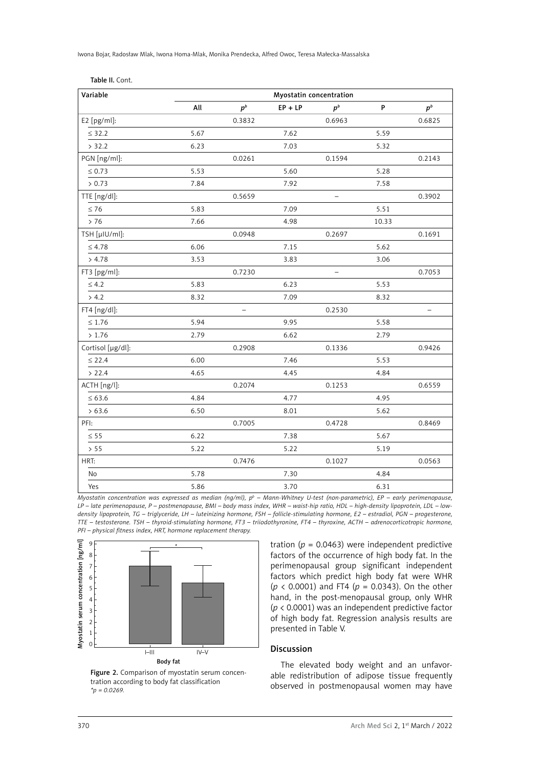Table II. Cont.

| Variable | Myostatin concentration | | | | | |
|---|---|---|---|---|---|---|
| | All | $p^b$ | EP + LP | $p^b$ | P | $p^b$ |
| E2 [pg/ml]: | | 0.3832 | | 0.6963 | | 0.6825 |
| ≤ 32.2 | 5.67 | | 7.62 | | 5.59 | |
| > 32.2 | 6.23 | | 7.03 | | 5.32 | |
| PGN [ng/ml]: | | 0.0261 | | 0.1594 | | 0.2143 |
| ≤ 0.73 | 5.53 | | 5.60 | | 5.28 | |
| > 0.73 | 7.84 | | 7.92 | | 7.58 | |
| TTE [ng/dl]: | | 0.5659 | | – | | 0.3902 |
| ≤ 76 | 5.83 | | 7.09 | | 5.51 | |
| > 76 | 7.66 | | 4.98 | | 10.33 | |
| TSH [µIU/ml]: | | 0.0948 | | 0.2697 | | 0.1691 |
| ≤ 4.78 | 6.06 | | 7.15 | | 5.62 | |
| > 4.78 | 3.53 | | 3.83 | | 3.06 | |
| FT3 [pg/ml]: | | 0.7230 | | – | | 0.7053 |
| ≤ 4.2 | 5.83 | | 6.23 | | 5.53 | |
| > 4.2 | 8.32 | | 7.09 | | 8.32 | |
| FT4 [ng/dl]: | | – | | 0.2530 | | – |
| ≤ 1.76 | 5.94 | | 9.95 | | 5.58 | |
| > 1.76 | 2.79 | | 6.62 | | 2.79 | |
| Cortisol [µg/dl]: | | 0.2908 | | 0.1336 | | 0.9426 |
| ≤ 22.4 | 6.00 | | 7.46 | | 5.53 | |
| > 22.4 | 4.65 | | 4.45 | | 4.84 | |
| ACTH [ng/l]: | | 0.2074 | | 0.1253 | | 0.6559 |
| ≤ 63.6 | 4.84 | | 4.77 | | 4.95 | |
| > 63.6 | 6.50 | | 8.01 | | 5.62 | |
| PFI: | | 0.7005 | | 0.4728 | | 0.8469 |
| ≤ 55 | 6.22 | | 7.38 | | 5.67 | |
| > 55 | 5.22 | | 5.22 | | 5.19 | |
| HRT: | | 0.7476 | | 0.1027 | | 0.0563 |
| No | 5.78 | | 7.30 | | 4.84 | |
| Yes | 5.86 | | 3.70 | | 6.31 | |

*Myostatin concentration was expressed as median (ng/ml), $p^b$ – Mann-Whitney U-test (non-parametric), EP – early perimenopause, LP – late perimenopause, P – postmenopause, BMI – body mass index, WHR – waist-hip ratio, HDL – high-density lipoprotein, LDL – low-density lipoprotein, TG – triglyceride, LH – luteinizing hormone, FSH – follicle-stimulating hormone, E2 – estradiol, PGN – progesterone, TTE – testosterone. TSH – thyroid-stimulating hormone, FT3 – triiodothyronine, FT4 – thyroxine, ACTH – adrenocorticotropic hormone, PFI – physical fitness index, HRT, hormone replacement therapy.*

Figure 2. Comparison of myostatin serum concentration according to body fat classification
*\*p = 0.0269.*

tration ($p = 0.0463$) were independent predictive factors of the occurrence of high body fat. In the perimenopausal group significant independent factors which predict high body fat were WHR ($p < 0.0001$) and FT4 ($p = 0.0343$). On the other hand, in the post-menopausal group, only WHR ($p < 0.0001$) was an independent predictive factor of high body fat. Regression analysis results are presented in Table V.

## Discussion

The elevated body weight and an unfavorable redistribution of adipose tissue frequently observed in postmenopausal women may have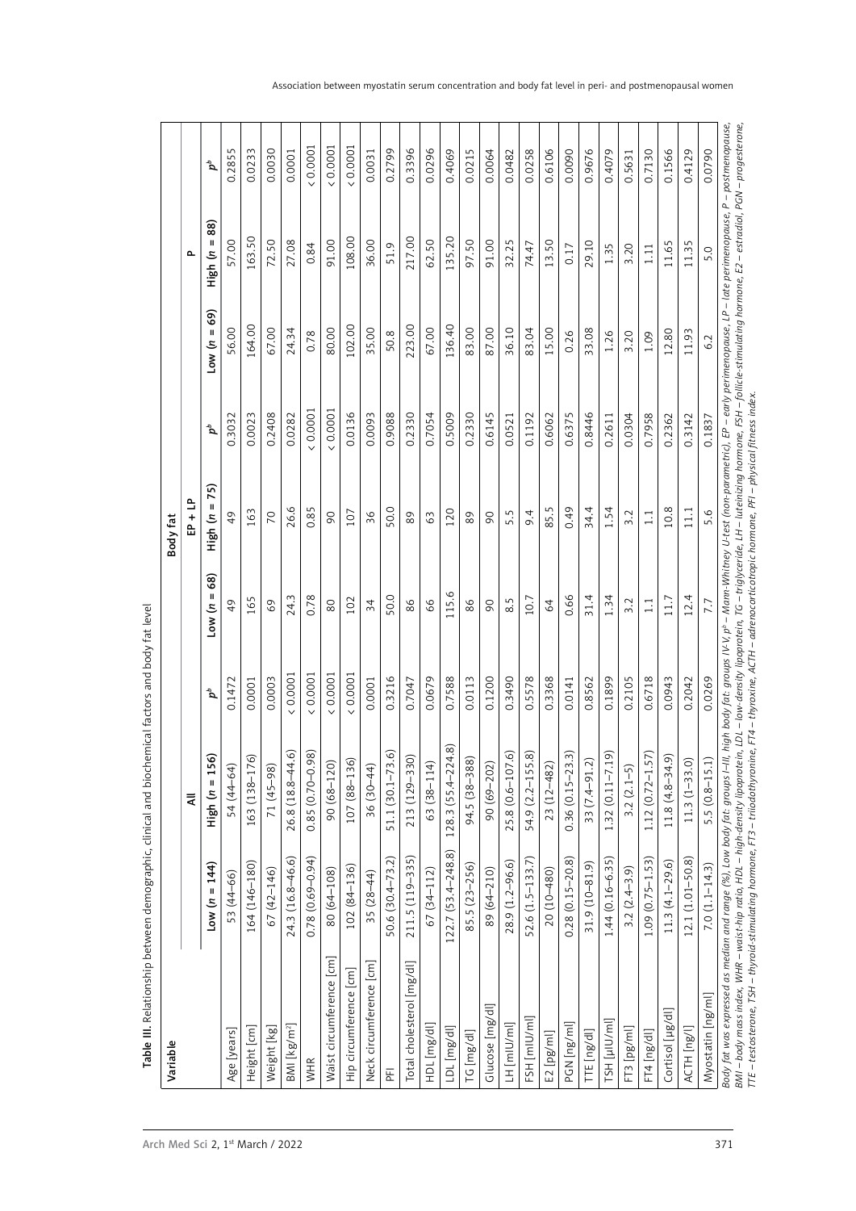**Table III.** Relationship between demographic, clinical and biochemical factors and body fat level

| Variable | Body fat | | | | | | | | |
|---|---|---|---|---|---|---|---|---|---|
| | All | | | EP + LP | | | P | | |
| | Low (n = 144) | High (n = 156) | $p^b$ | Low (n = 68) | High (n = 75) | $p^b$ | Low (n = 69) | High (n = 88) | $p^b$ |
| Age [years] | 53 (44–66) | 54 (44–64) | 0.1472 | 49 | 49 | 0.3032 | 56.00 | 57.00 | 0.2855 |
| Height [cm] | 164 (146–180) | 163 (138–176) | 0.0001 | 165 | 163 | 0.0023 | 164.00 | 163.50 | 0.0233 |
| Weight [kg] | 67 (42–146) | 71 (45–98) | 0.0003 | 69 | 70 | 0.2408 | 67.00 | 72.50 | 0.0030 |
| BMI [kg/m²] | 24.3 (16.8–46.6) | 26.8 (18.8–44.6) | < 0.0001 | 24.3 | 26.6 | 0.0282 | 24.34 | 27.08 | 0.0001 |
| WHR | 0.78 (0.69–0.94) | 0.85 (0.70–0.98) | < 0.0001 | 0.78 | 0.85 | < 0.0001 | 0.78 | 0.84 | < 0.0001 |
| Waist circumference [cm] | 80 (64–108) | 90 (68–120) | < 0.0001 | 80 | 90 | < 0.0001 | 80.00 | 91.00 | < 0.0001 |
| Hip circumference [cm] | 102 (84–136) | 107 (88–136) | < 0.0001 | 102 | 107 | 0.0136 | 102.00 | 108.00 | < 0.0001 |
| Neck circumference [cm] | 35 (28–44) | 36 (30–44) | 0.0001 | 34 | 36 | 0.0093 | 35.00 | 36.00 | 0.0031 |
| PFI | 50.6 (30.4–73.2) | 51.1 (30.1–73.6) | 0.3216 | 50.0 | 50.0 | 0.9088 | 50.8 | 51.9 | 0.2799 |
| Total cholesterol [mg/dl] | 211.5 (119–335) | 213 (129–330) | 0.7047 | 86 | 89 | 0.2330 | 223.00 | 217.00 | 0.3396 |
| HDL [mg/dl] | 67 (34–112) | 63 (38–114) | 0.0679 | 66 | 63 | 0.7054 | 67.00 | 62.50 | 0.0296 |
| LDL [mg/dl] | 122.7 (53.4–248.8) | 128.3 (55.4–224.8) | 0.7588 | 115.6 | 120 | 0.5009 | 136.40 | 135.20 | 0.4069 |
| TG [mg/dl] | 85.5 (23–256) | 94.5 (38–388) | 0.0113 | 86 | 89 | 0.2330 | 83.00 | 97.50 | 0.0215 |
| Glucose [mg/dl] | 89 (64–210) | 90 (69–202) | 0.1200 | 90 | 90 | 0.6145 | 87.00 | 91.00 | 0.0064 |
| LH [mIU/ml] | 28.9 (1.2–96.6) | 25.8 (0.6–107.6) | 0.3490 | 8.5 | 5.5 | 0.0521 | 36.10 | 32.25 | 0.0482 |
| FSH [mIU/ml] | 52.6 (1.5–133.7) | 54.9 (2.2–155.8) | 0.5578 | 10.7 | 9.4 | 0.1192 | 83.04 | 74.47 | 0.0258 |
| E2 [pg/ml] | 20 (10–480) | 23 (12–482) | 0.3368 | 64 | 85.5 | 0.6062 | 15.00 | 13.50 | 0.6106 |
| PGN [ng/ml] | 0.28 (0.15–20.8) | 0.36 (0.15–23.3) | 0.0141 | 0.66 | 0.49 | 0.6375 | 0.26 | 0.17 | 0.0090 |
| TTE [ng/dl] | 31.9 (10–81.9) | 33 (7.4–91.2) | 0.8562 | 31.4 | 34.4 | 0.8446 | 33.08 | 29.10 | 0.9676 |
| TSH [µIU/ml] | 1.44 (0.16–6.35) | 1.32 (0.11–7.19) | 0.1899 | 1.34 | 1.54 | 0.2611 | 1.26 | 1.35 | 0.4079 |
| FT3 [pg/ml] | 3.2 (2.4–3.9) | 3.2 (2.1–5) | 0.2105 | 3.2 | 3.2 | 0.0304 | 3.20 | 3.20 | 0.5631 |
| FT4 [ng/dl] | 1.09 (0.75–1.53) | 1.12 (0.72–1.57) | 0.6718 | 1.1 | 1.1 | 0.7958 | 1.09 | 1.11 | 0.7130 |
| Cortisol [µg/dl] | 11.3 (4.1–29.6) | 11.8 (4.8–34.9) | 0.0943 | 11.7 | 10.8 | 0.2362 | 12.80 | 11.65 | 0.1566 |
| ACTH [ng/l] | 12.1 (1.01–50.8) | 11.3 (1–33.0) | 0.2042 | 12.4 | 11.1 | 0.3142 | 11.93 | 11.35 | 0.4129 |
| Myostatin [ng/ml] | 7.0 (1.1–14.3) | 5.5 (0.8–15.1) | 0.0269 | 7.7 | 5.6 | 0.1837 | 6.2 | 5.0 | 0.0790 |

*Body fat was expressed as median and range (%). Low body fat: groups I–III, high body fat: groups IV–V, $p^b$ – Mann-Whitney U-test (non-parametric), EP – early perimenopause, LP – late perimenopause, P – postmenopause, BMI – body mass index, WHR – waist-hip ratio, HDL – high-density lipoprotein, LDL – low-density lipoprotein, TG – triglyceride, LH – luteinizing hormone, FSH – follicle-stimulating hormone, E2 – estradiol, PGN – progesterone, TTE – testosterone, TSH – thyroid-stimulating hormone, FT3 – triiodothyronine, FT4 – thyroxine, ACTH – adrenocorticotropic hormone, PFI – physical fitness index.*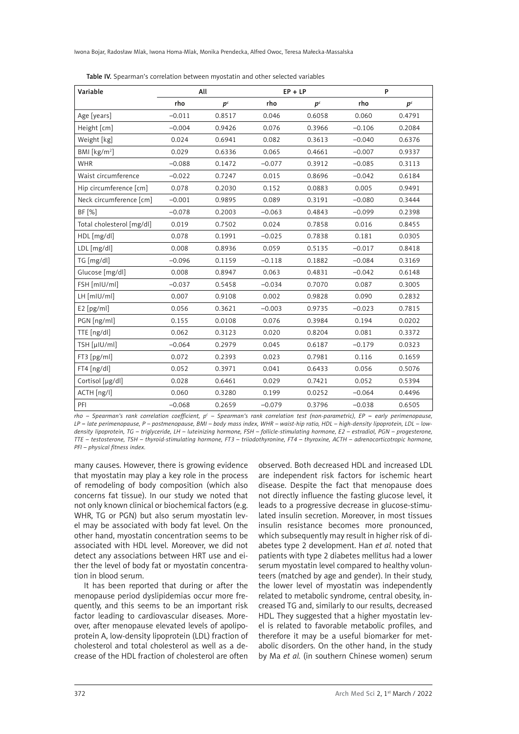**Table IV.** Spearman's correlation between myostatin and other selected variables

| Variable | All | | EP + LP | | P | |
|---|---|---|---|---|---|---|
| | rho | $p^c$ | rho | $p^c$ | rho | $p^c$ |
| Age [years] | –0.011 | 0.8517 | 0.046 | 0.6058 | 0.060 | 0.4791 |
| Height [cm] | –0.004 | 0.9426 | 0.076 | 0.3966 | –0.106 | 0.2084 |
| Weight [kg] | 0.024 | 0.6941 | 0.082 | 0.3613 | –0.040 | 0.6376 |
| BMI [kg/m²] | 0.029 | 0.6336 | 0.065 | 0.4661 | –0.007 | 0.9337 |
| WHR | –0.088 | 0.1472 | –0.077 | 0.3912 | –0.085 | 0.3113 |
| Waist circumference | –0.022 | 0.7247 | 0.015 | 0.8696 | –0.042 | 0.6184 |
| Hip circumference [cm] | 0.078 | 0.2030 | 0.152 | 0.0883 | 0.005 | 0.9491 |
| Neck circumference [cm] | –0.001 | 0.9895 | 0.089 | 0.3191 | –0.080 | 0.3444 |
| BF [%] | –0.078 | 0.2003 | –0.063 | 0.4843 | –0.099 | 0.2398 |
| Total cholesterol [mg/dl] | 0.019 | 0.7502 | 0.024 | 0.7858 | 0.016 | 0.8455 |
| HDL [mg/dl] | 0.078 | 0.1991 | –0.025 | 0.7838 | 0.181 | 0.0305 |
| LDL [mg/dl] | 0.008 | 0.8936 | 0.059 | 0.5135 | –0.017 | 0.8418 |
| TG [mg/dl] | –0.096 | 0.1159 | –0.118 | 0.1882 | –0.084 | 0.3169 |
| Glucose [mg/dl] | 0.008 | 0.8947 | 0.063 | 0.4831 | –0.042 | 0.6148 |
| FSH [mIU/ml] | –0.037 | 0.5458 | –0.034 | 0.7070 | 0.087 | 0.3005 |
| LH [mIU/ml] | 0.007 | 0.9108 | 0.002 | 0.9828 | 0.090 | 0.2832 |
| E2 [pg/ml] | 0.056 | 0.3621 | –0.003 | 0.9735 | –0.023 | 0.7815 |
| PGN [ng/ml] | 0.155 | 0.0108 | 0.076 | 0.3984 | 0.194 | 0.0202 |
| TTE [ng/dl] | 0.062 | 0.3123 | 0.020 | 0.8204 | 0.081 | 0.3372 |
| TSH [µIU/ml] | –0.064 | 0.2979 | 0.045 | 0.6187 | –0.179 | 0.0323 |
| FT3 [pg/ml] | 0.072 | 0.2393 | 0.023 | 0.7981 | 0.116 | 0.1659 |
| FT4 [ng/dl] | 0.052 | 0.3971 | 0.041 | 0.6433 | 0.056 | 0.5076 |
| Cortisol [µg/dl] | 0.028 | 0.6461 | 0.029 | 0.7421 | 0.052 | 0.5394 |
| ACTH [ng/l] | 0.060 | 0.3280 | 0.199 | 0.0252 | –0.064 | 0.4496 |
| PFI | –0.068 | 0.2659 | –0.079 | 0.3796 | –0.038 | 0.6505 |

*rho – Spearman's rank correlation coefficient, $p^c$ – Spearman's rank correlation test (non-parametric), EP – early perimenopause, LP – late perimenopause, P – postmenopause, BMI – body mass index, WHR – waist-hip ratio, HDL – high-density lipoprotein, LDL – low-density lipoprotein, TG – triglyceride, LH – luteinizing hormone, FSH – follicle-stimulating hormone, E2 – estradiol, PGN – progesterone, TTE – testosterone, TSH – thyroid-stimulating hormone, FT3 – triiodothyronine, FT4 – thyroxine, ACTH – adrenocorticotropic hormone, PFI – physical fitness index.*

many causes. However, there is growing evidence that myostatin may play a key role in the process of remodeling of body composition (which also concerns fat tissue). In our study we noted that not only known clinical or biochemical factors (e.g. WHR, TG or PGN) but also serum myostatin level may be associated with body fat level. On the other hand, myostatin concentration seems to be associated with HDL level. Moreover, we did not detect any associations between HRT use and either the level of body fat or myostatin concentration in blood serum.

It has been reported that during or after the menopause period dyslipidemias occur more frequently, and this seems to be an important risk factor leading to cardiovascular diseases. Moreover, after menopause elevated levels of apolipoprotein A, low-density lipoprotein (LDL) fraction of cholesterol and total cholesterol as well as a decrease of the HDL fraction of cholesterol are often observed. Both decreased HDL and increased LDL are independent risk factors for ischemic heart disease. Despite the fact that menopause does not directly influence the fasting glucose level, it leads to a progressive decrease in glucose-stimulated insulin secretion. Moreover, in most tissues insulin resistance becomes more pronounced, which subsequently may result in higher risk of diabetes type 2 development. Han *et al.* noted that patients with type 2 diabetes mellitus had a lower serum myostatin level compared to healthy volunteers (matched by age and gender). In their study, the lower level of myostatin was independently related to metabolic syndrome, central obesity, increased TG and, similarly to our results, decreased HDL. They suggested that a higher myostatin level is related to favorable metabolic profiles, and therefore it may be a useful biomarker for metabolic disorders. On the other hand, in the study by Ma *et al.* (in southern Chinese women) serum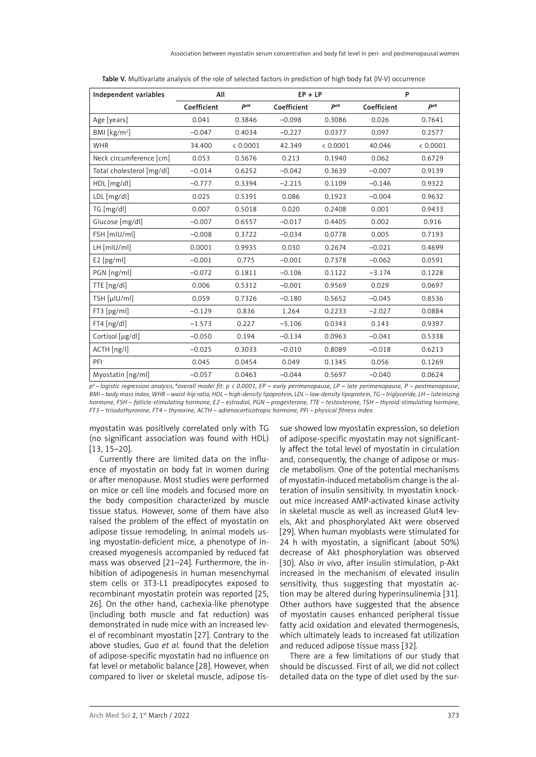**Table V.** Multivariate analysis of the role of selected factors in prediction of high body fat (IV-V) occurrence

| Independent variables | All | | EP + LP | | P | |
|---|---|---|---|---|---|---|
| | Coefficient | $P^{d\#}$ | Coefficient | $P^{d\#}$ | Coefficient | $P^{d\#}$ |
| Age [years] | 0.041 | 0.3846 | –0.098 | 0.3086 | 0.026 | 0.7641 |
| BMI [kg/m$^2$] | –0.047 | 0.4034 | –0.227 | 0.0377 | 0.097 | 0.2577 |
| WHR | 34.400 | < 0.0001 | 42.349 | < 0.0001 | 40.046 | < 0.0001 |
| Neck circumference [cm] | 0.053 | 0.5676 | 0.213 | 0.1940 | 0.062 | 0.6729 |
| Total cholesterol [mg/dl] | –0.014 | 0.6252 | –0.042 | 0.3639 | –0.007 | 0.9139 |
| HDL [mg/dl] | –0.777 | 0.3394 | –2.215 | 0.1109 | –0.146 | 0.9322 |
| LDL [mg/dl] | 0.025 | 0.5391 | 0.086 | 0.1923 | –0.004 | 0.9632 |
| TG [mg/dl] | 0.007 | 0.5018 | 0.020 | 0.2408 | 0.001 | 0.9433 |
| Glucose [mg/dl] | –0.007 | 0.6557 | –0.017 | 0.4405 | 0.002 | 0.916 |
| FSH [mIU/ml] | –0.008 | 0.3722 | –0.034 | 0.0778 | 0.005 | 0.7193 |
| LH [mIU/ml] | 0.0001 | 0.9935 | 0.030 | 0.2674 | –0.021 | 0.4699 |
| E2 [pg/ml] | –0.001 | 0.775 | –0.001 | 0.7378 | –0.062 | 0.0591 |
| PGN [ng/ml] | –0.072 | 0.1811 | –0.106 | 0.1122 | –3.174 | 0.1228 |
| TTE [ng/dl] | 0.006 | 0.5312 | –0.001 | 0.9569 | 0.029 | 0.0697 |
| TSH [μIU/ml] | 0.059 | 0.7326 | –0.180 | 0.5652 | –0.045 | 0.8536 |
| FT3 [pg/ml] | –0.129 | 0.836 | 1.264 | 0.2233 | –2.027 | 0.0884 |
| FT4 [ng/dl] | –1.573 | 0.227 | –5.106 | 0.0343 | 0.143 | 0.9397 |
| Cortisol [μg/dl] | –0.050 | 0.194 | –0.134 | 0.0963 | –0.041 | 0.5338 |
| ACTH [ng/l] | –0.025 | 0.3033 | –0.010 | 0.8089 | –0.018 | 0.6213 |
| PFI | 0.045 | 0.0454 | 0.049 | 0.1345 | 0.056 | 0.1269 |
| Myostatin [ng/ml] | –0.057 | 0.0463 | –0.044 | 0.5697 | –0.040 | 0.0624 |

*$p^d$ – logistic regression analysis, #overall model fit: $p < 0.0001$, EP – early perimenopause, LP – late perimenopause, P – postmenopause, BMI – body mass index, WHR – waist-hip ratio, HDL – high-density lipoprotein, LDL – low-density lipoprotein, TG – triglyceride, LH – luteinizing hormone, FSH – follicle-stimulating hormone, E2 – estradiol, PGN – progesterone, TTE – testosterone, TSH – thyroid-stimulating hormone, FT3 – triiodothyronine, FT4 – thyroxine, ACTH – adrenocorticotropic hormone, PFI – physical fitness index.*

myostatin was positively correlated only with TG (no significant association was found with HDL) [13, 15–20].

Currently there are limited data on the influence of myostatin on body fat in women during or after menopause. Most studies were performed on mice or cell line models and focused more on the body composition characterized by muscle tissue status. However, some of them have also raised the problem of the effect of myostatin on adipose tissue remodeling. In animal models using myostatin-deficient mice, a phenotype of increased myogenesis accompanied by reduced fat mass was observed [21–24]. Furthermore, the inhibition of adipogenesis in human mesenchymal stem cells or 3T3-L1 preadipocytes exposed to recombinant myostatin protein was reported [25, 26]. On the other hand, cachexia-like phenotype (including both muscle and fat reduction) was demonstrated in nude mice with an increased level of recombinant myostatin [27]. Contrary to the above studies, Guo *et al.* found that the deletion of adipose-specific myostatin had no influence on fat level or metabolic balance [28]. However, when compared to liver or skeletal muscle, adipose tissue showed low myostatin expression, so deletion of adipose-specific myostatin may not significantly affect the total level of myostatin in circulation and, consequently, the change of adipose or muscle metabolism. One of the potential mechanisms of myostatin-induced metabolism change is the alteration of insulin sensitivity. In myostatin knockout mice increased AMP-activated kinase activity in skeletal muscle as well as increased Glut4 levels, Akt and phosphorylated Akt were observed [29]. When human myoblasts were stimulated for 24 h with myostatin, a significant (about 50%) decrease of Akt phosphorylation was observed [30]. Also *in vivo*, after insulin stimulation, p-Akt increased in the mechanism of elevated insulin sensitivity, thus suggesting that myostatin action may be altered during hyperinsulinemia [31]. Other authors have suggested that the absence of myostatin causes enhanced peripheral tissue fatty acid oxidation and elevated thermogenesis, which ultimately leads to increased fat utilization and reduced adipose tissue mass [32].

There are a few limitations of our study that should be discussed. First of all, we did not collect detailed data on the type of diet used by the sur-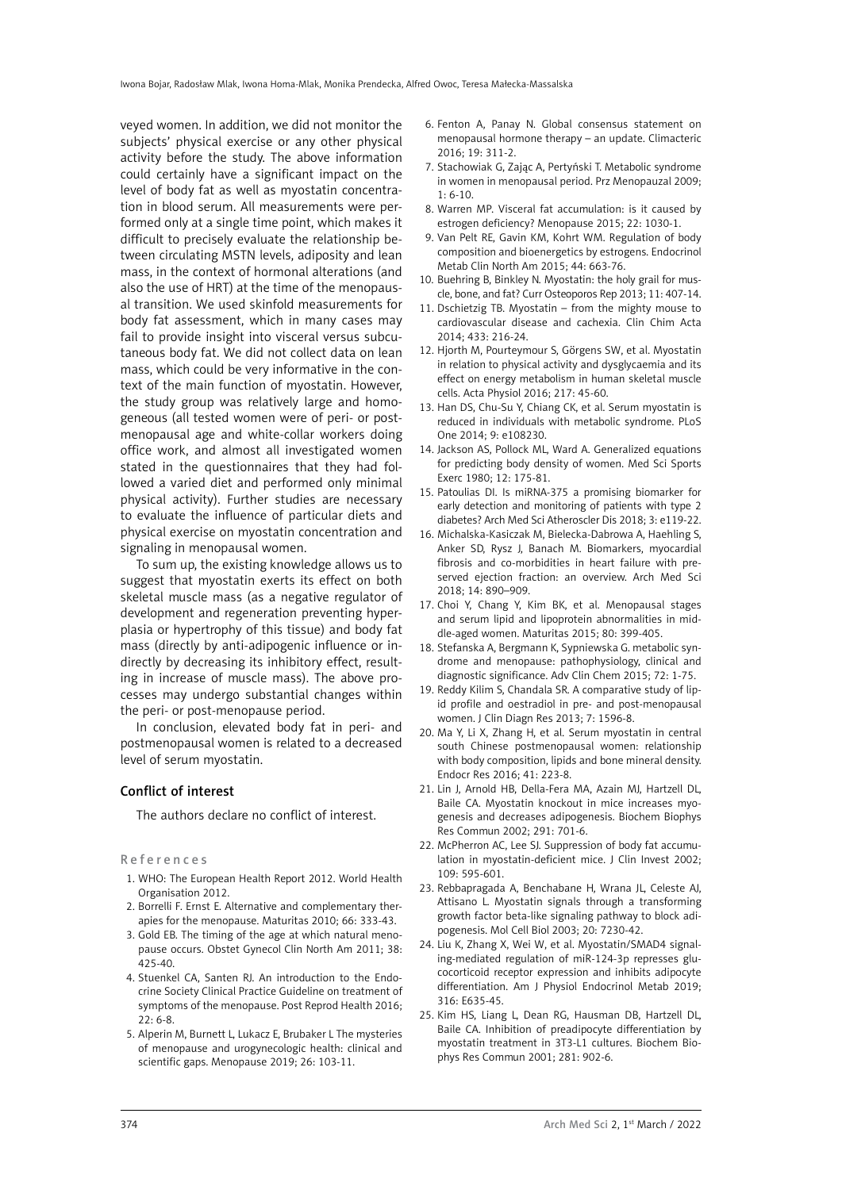veyed women. In addition, we did not monitor the subjects' physical exercise or any other physical activity before the study. The above information could certainly have a significant impact on the level of body fat as well as myostatin concentration in blood serum. All measurements were performed only at a single time point, which makes it difficult to precisely evaluate the relationship between circulating MSTN levels, adiposity and lean mass, in the context of hormonal alterations (and also the use of HRT) at the time of the menopausal transition. We used skinfold measurements for body fat assessment, which in many cases may fail to provide insight into visceral versus subcutaneous body fat. We did not collect data on lean mass, which could be very informative in the context of the main function of myostatin. However, the study group was relatively large and homogeneous (all tested women were of peri- or postmenopausal age and white-collar workers doing office work, and almost all investigated women stated in the questionnaires that they had followed a varied diet and performed only minimal physical activity). Further studies are necessary to evaluate the influence of particular diets and physical exercise on myostatin concentration and signaling in menopausal women.

To sum up, the existing knowledge allows us to suggest that myostatin exerts its effect on both skeletal muscle mass (as a negative regulator of development and regeneration preventing hyperplasia or hypertrophy of this tissue) and body fat mass (directly by anti-adipogenic influence or indirectly by decreasing its inhibitory effect, resulting in increase of muscle mass). The above processes may undergo substantial changes within the peri- or post-menopause period.

In conclusion, elevated body fat in peri- and postmenopausal women is related to a decreased level of serum myostatin.

## Conflict of interest

The authors declare no conflict of interest.

## References

1. WHO: The European Health Report 2012. World Health Organisation 2012.
2. Borrelli F. Ernst E. Alternative and complementary therapies for the menopause. Maturitas 2010; 66: 333-43.
3. Gold EB. The timing of the age at which natural menopause occurs. Obstet Gynecol Clin North Am 2011; 38: 425-40.
4. Stuenkel CA, Santen RJ. An introduction to the Endocrine Society Clinical Practice Guideline on treatment of symptoms of the menopause. Post Reprod Health 2016; 22: 6-8.
5. Alperin M, Burnett L, Lukacz E, Brubaker L The mysteries of menopause and urogynecologic health: clinical and scientific gaps. Menopause 2019; 26: 103-11.
6. Fenton A, Panay N. Global consensus statement on menopausal hormone therapy – an update. Climacteric 2016; 19: 311-2.
7. Stachowiak G, Zając A, Pertyński T. Metabolic syndrome in women in menopausal period. Prz Menopauzal 2009; 1: 6-10.
8. Warren MP. Visceral fat accumulation: is it caused by estrogen deficiency? Menopause 2015; 22: 1030-1.
9. Van Pelt RE, Gavin KM, Kohrt WM. Regulation of body composition and bioenergetics by estrogens. Endocrinol Metab Clin North Am 2015; 44: 663-76.
10. Buehring B, Binkley N. Myostatin: the holy grail for muscle, bone, and fat? Curr Osteoporos Rep 2013; 11: 407-14.
11. Dschietzig TB. Myostatin – from the mighty mouse to cardiovascular disease and cachexia. Clin Chim Acta 2014; 433: 216-24.
12. Hjorth M, Pourteymour S, Görgens SW, et al. Myostatin in relation to physical activity and dysglycaemia and its effect on energy metabolism in human skeletal muscle cells. Acta Physiol 2016; 217: 45-60.
13. Han DS, Chu-Su Y, Chiang CK, et al. Serum myostatin is reduced in individuals with metabolic syndrome. PLoS One 2014; 9: e108230.
14. Jackson AS, Pollock ML, Ward A. Generalized equations for predicting body density of women. Med Sci Sports Exerc 1980; 12: 175-81.
15. Patoulias DI. Is miRNA-375 a promising biomarker for early detection and monitoring of patients with type 2 diabetes? Arch Med Sci Atheroscler Dis 2018; 3: e119-22.
16. Michalska-Kasiczak M, Bielecka-Dabrowa A, Haehling S, Anker SD, Rysz J, Banach M. Biomarkers, myocardial fibrosis and co-morbidities in heart failure with preserved ejection fraction: an overview. Arch Med Sci 2018; 14: 890–909.
17. Choi Y, Chang Y, Kim BK, et al. Menopausal stages and serum lipid and lipoprotein abnormalities in middle-aged women. Maturitas 2015; 80: 399-405.
18. Stefanska A, Bergmann K, Sypniewska G. metabolic syndrome and menopause: pathophysiology, clinical and diagnostic significance. Adv Clin Chem 2015; 72: 1-75.
19. Reddy Kilim S, Chandala SR. A comparative study of lipid profile and oestradiol in pre- and post-menopausal women. J Clin Diagn Res 2013; 7: 1596-8.
20. Ma Y, Li X, Zhang H, et al. Serum myostatin in central south Chinese postmenopausal women: relationship with body composition, lipids and bone mineral density. Endocr Res 2016; 41: 223-8.
21. Lin J, Arnold HB, Della-Fera MA, Azain MJ, Hartzell DL, Baile CA. Myostatin knockout in mice increases myogenesis and decreases adipogenesis. Biochem Biophys Res Commun 2002; 291: 701-6.
22. McPherron AC, Lee SJ. Suppression of body fat accumulation in myostatin-deficient mice. J Clin Invest 2002; 109: 595-601.
23. Rebbapragada A, Benchabane H, Wrana JL, Celeste AJ, Attisano L. Myostatin signals through a transforming growth factor beta-like signaling pathway to block adipogenesis. Mol Cell Biol 2003; 20: 7230-42.
24. Liu K, Zhang X, Wei W, et al. Myostatin/SMAD4 signaling-mediated regulation of miR-124-3p represses glucocorticoid receptor expression and inhibits adipocyte differentiation. Am J Physiol Endocrinol Metab 2019; 316: E635-45.
25. Kim HS, Liang L, Dean RG, Hausman DB, Hartzell DL, Baile CA. Inhibition of preadipocyte differentiation by myostatin treatment in 3T3-L1 cultures. Biochem Biophys Res Commun 2001; 281: 902-6.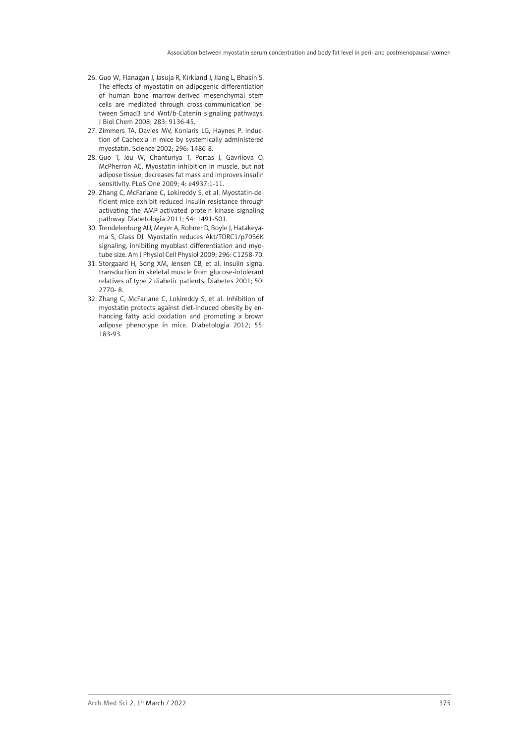26. Guo W, Flanagan J, Jasuja R, Kirkland J, Jiang L, Bhasin S. The effects of myostatin on adipogenic differentiation of human bone marrow-derived mesenchymal stem cells are mediated through cross-communication between Smad3 and Wnt/b-Catenin signaling pathways. J Biol Chem 2008; 283: 9136-45.
27. Zimmers TA, Davies MV, Koniaris LG, Haynes P. Induction of Cachexia in mice by systemically administered myostatin. Science 2002; 296: 1486-8.
28. Guo T, Jou W, Chanturiya T, Portas J, Gavrilova O, McPherron AC. Myostatin inhibition in muscle, but not adipose tissue, decreases fat mass and improves insulin sensitivity. PLoS One 2009; 4: e4937:1-11.
29. Zhang C, McFarlane C, Lokireddy S, et al. Myostatin-deficient mice exhibit reduced insulin resistance through activating the AMP-activated protein kinase signaling pathway. Diabetologia 2011; 54: 1491-501.
30. Trendelenburg AU, Meyer A, Rohner D, Boyle J, Hatakeyama S, Glass DJ. Myostatin reduces Akt/TORC1/p70S6K signaling, inhibiting myoblast differentiation and myotube size. Am J Physiol Cell Physiol 2009; 296: C1258-70.
31. Storgaard H, Song XM, Jensen CB, et al. Insulin signal transduction in skeletal muscle from glucose-intolerant relatives of type 2 diabetic patients. Diabetes 2001; 50: 2770- 8.
32. Zhang C, McFarlane C, Lokireddy S, et al. Inhibition of myostatin protects against diet-induced obesity by enhancing fatty acid oxidation and promoting a brown adipose phenotype in mice. Diabetologia 2012; 55: 183-93.